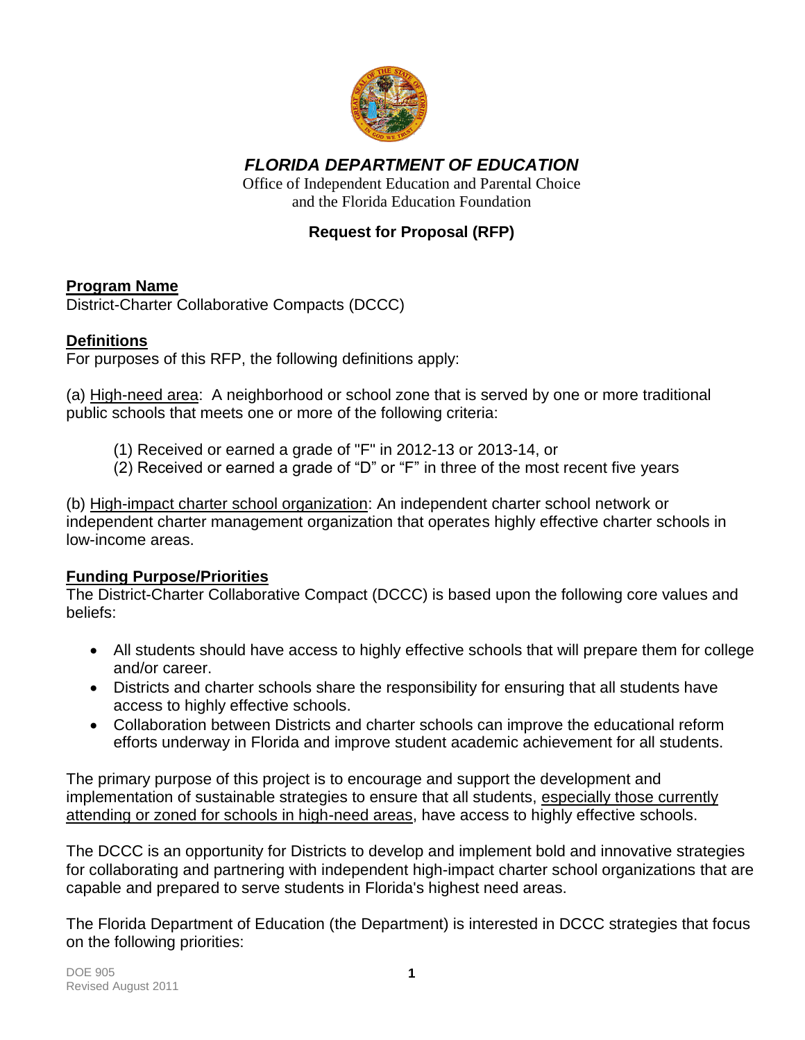# *FLORIDA DEPARTMENT OF EDUCATION*

Office of Independent Education and Parental Choice
and the Florida Education Foundation

## Request for Proposal (RFP)

**Program Name**
District-Charter Collaborative Compacts (DCCC)

**Definitions**
For purposes of this RFP, the following definitions apply:

(a) High-need area: A neighborhood or school zone that is served by one or more traditional public schools that meets one or more of the following criteria:

(1) Received or earned a grade of "F" in 2012-13 or 2013-14, or
(2) Received or earned a grade of "D" or "F" in three of the most recent five years

(b) High-impact charter school organization: An independent charter school network or independent charter management organization that operates highly effective charter schools in low-income areas.

**Funding Purpose/Priorities**
The District-Charter Collaborative Compact (DCCC) is based upon the following core values and beliefs:

- All students should have access to highly effective schools that will prepare them for college and/or career.
- Districts and charter schools share the responsibility for ensuring that all students have access to highly effective schools.
- Collaboration between Districts and charter schools can improve the educational reform efforts underway in Florida and improve student academic achievement for all students.

The primary purpose of this project is to encourage and support the development and implementation of sustainable strategies to ensure that all students, especially those currently attending or zoned for schools in high-need areas, have access to highly effective schools.

The DCCC is an opportunity for Districts to develop and implement bold and innovative strategies for collaborating and partnering with independent high-impact charter school organizations that are capable and prepared to serve students in Florida's highest need areas.

The Florida Department of Education (the Department) is interested in DCCC strategies that focus on the following priorities: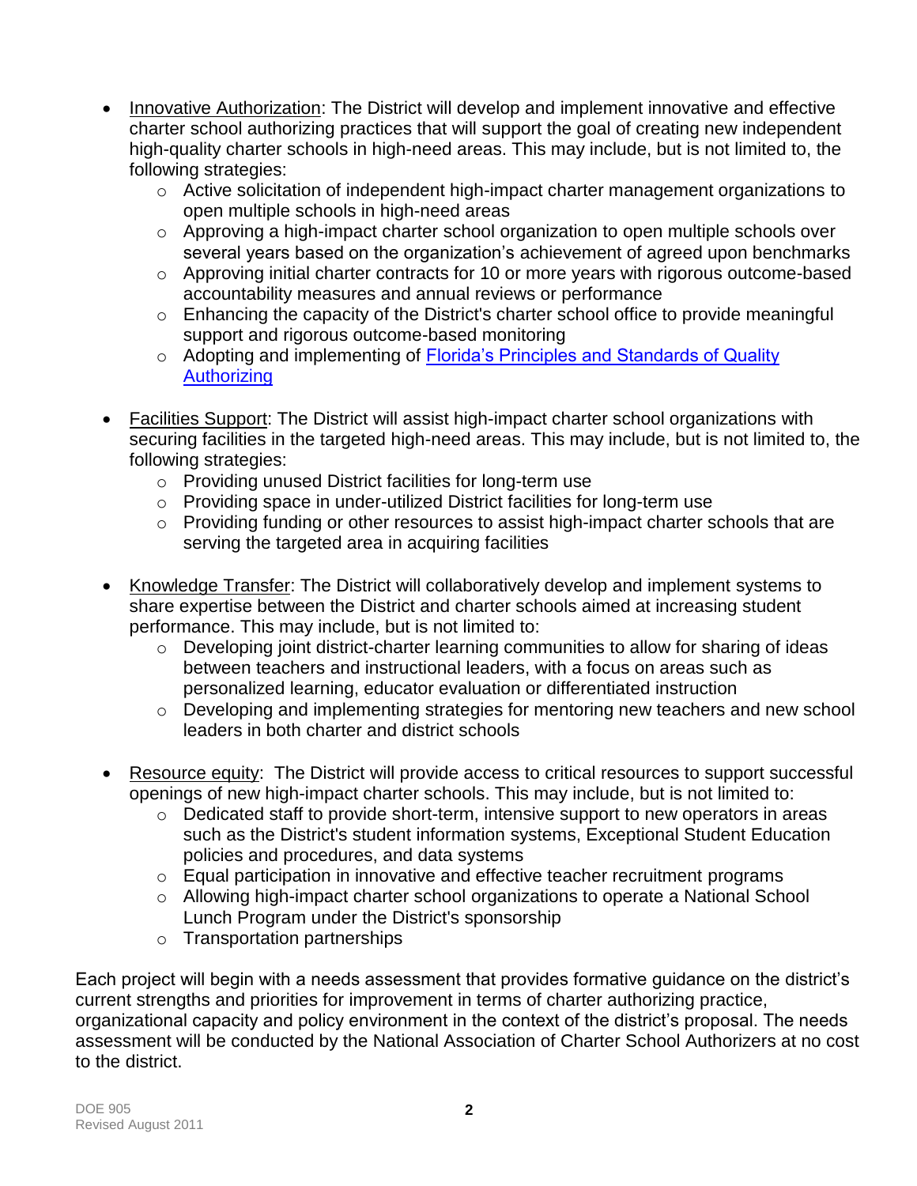- Innovative Authorization: The District will develop and implement innovative and effective charter school authorizing practices that will support the goal of creating new independent high-quality charter schools in high-need areas. This may include, but is not limited to, the following strategies:
    - Active solicitation of independent high-impact charter management organizations to open multiple schools in high-need areas
    - Approving a high-impact charter school organization to open multiple schools over several years based on the organization's achievement of agreed upon benchmarks
    - Approving initial charter contracts for 10 or more years with rigorous outcome-based accountability measures and annual reviews or performance
    - Enhancing the capacity of the District's charter school office to provide meaningful support and rigorous outcome-based monitoring
    - Adopting and implementing of [Florida's Principles and Standards of Quality Authorizing]

- Facilities Support: The District will assist high-impact charter school organizations with securing facilities in the targeted high-need areas. This may include, but is not limited to, the following strategies:
    - Providing unused District facilities for long-term use
    - Providing space in under-utilized District facilities for long-term use
    - Providing funding or other resources to assist high-impact charter schools that are serving the targeted area in acquiring facilities

- Knowledge Transfer: The District will collaboratively develop and implement systems to share expertise between the District and charter schools aimed at increasing student performance. This may include, but is not limited to:
    - Developing joint district-charter learning communities to allow for sharing of ideas between teachers and instructional leaders, with a focus on areas such as personalized learning, educator evaluation or differentiated instruction
    - Developing and implementing strategies for mentoring new teachers and new school leaders in both charter and district schools

- Resource equity: The District will provide access to critical resources to support successful openings of new high-impact charter schools. This may include, but is not limited to:
    - Dedicated staff to provide short-term, intensive support to new operators in areas such as the District's student information systems, Exceptional Student Education policies and procedures, and data systems
    - Equal participation in innovative and effective teacher recruitment programs
    - Allowing high-impact charter school organizations to operate a National School Lunch Program under the District's sponsorship
    - Transportation partnerships

Each project will begin with a needs assessment that provides formative guidance on the district's current strengths and priorities for improvement in terms of charter authorizing practice, organizational capacity and policy environment in the context of the district's proposal. The needs assessment will be conducted by the National Association of Charter School Authorizers at no cost to the district.

DOE 905
Revised August 2011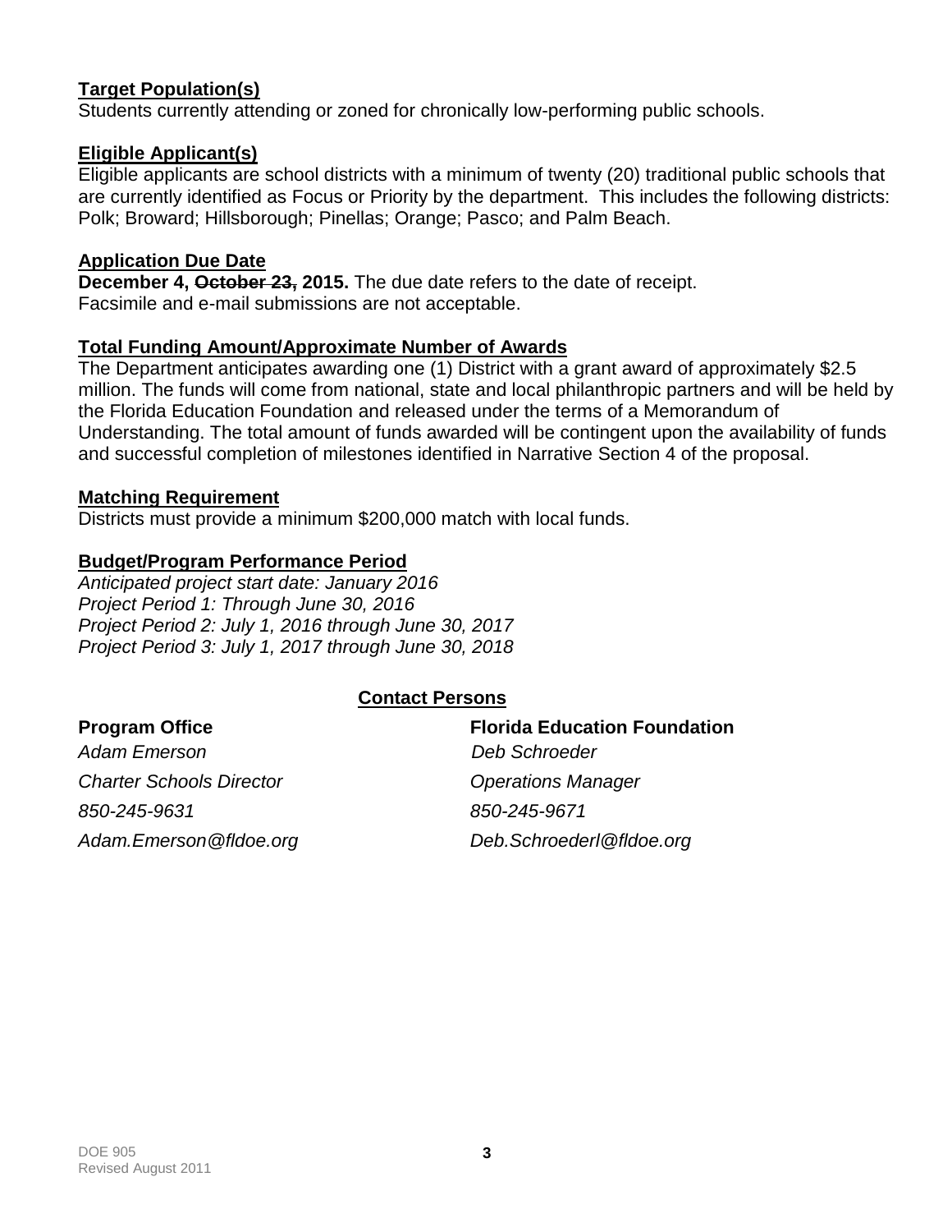**Target Population(s)**

Students currently attending or zoned for chronically low-performing public schools.

**Eligible Applicant(s)**

Eligible applicants are school districts with a minimum of twenty (20) traditional public schools that are currently identified as Focus or Priority by the department. This includes the following districts: Polk; Broward; Hillsborough; Pinellas; Orange; Pasco; and Palm Beach.

**Application Due Date**

**December 4, ~~October 23,~~ 2015.** The due date refers to the date of receipt. Facsimile and e-mail submissions are not acceptable.

**Total Funding Amount/Approximate Number of Awards**

The Department anticipates awarding one (1) District with a grant award of approximately $2.5 million. The funds will come from national, state and local philanthropic partners and will be held by the Florida Education Foundation and released under the terms of a Memorandum of Understanding. The total amount of funds awarded will be contingent upon the availability of funds and successful completion of milestones identified in Narrative Section 4 of the proposal.

**Matching Requirement**

Districts must provide a minimum $200,000 match with local funds.

**Budget/Program Performance Period**

*Anticipated project start date: January 2016*
*Project Period 1: Through June 30, 2016*
*Project Period 2: July 1, 2016 through June 30, 2017*
*Project Period 3: July 1, 2017 through June 30, 2018*

**Contact Persons**

**Program Office**
*Adam Emerson*
*Charter Schools Director*
*850-245-9631*
*Adam.Emerson@fldoe.org*

**Florida Education Foundation**
*Deb Schroeder*
*Operations Manager*
*850-245-9671*
*Deb.Schroederl@fldoe.org*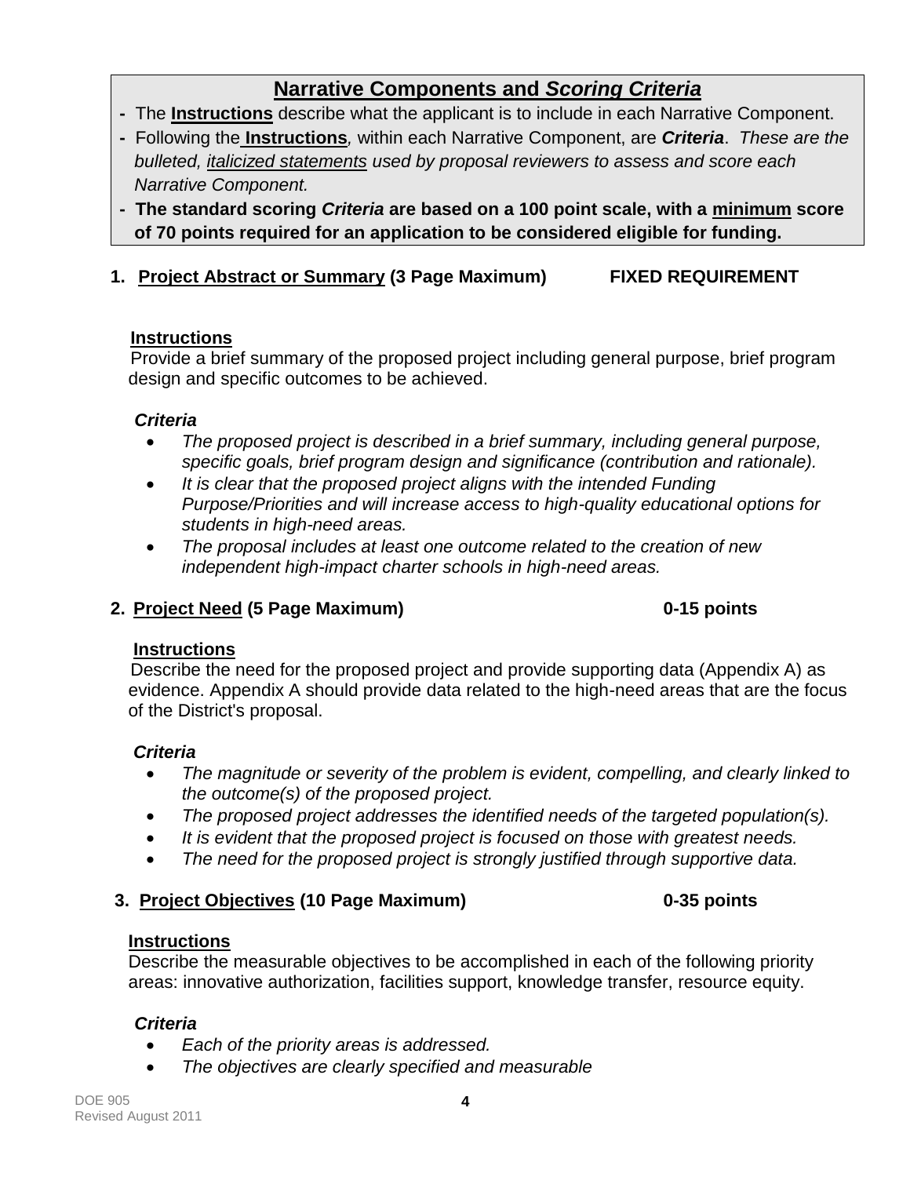## Narrative Components and *Scoring Criteria*

- The **Instructions** describe what the applicant is to include in each Narrative Component.
- Following the **Instructions**, within each Narrative Component, are ***Criteria***. *These are the bulleted, italicized statements used by proposal reviewers to assess and score each Narrative Component.*
- **The standard scoring *Criteria* are based on a 100 point scale, with a minimum score of 70 points required for an application to be considered eligible for funding.**

### 1. Project Abstract or Summary (3 Page Maximum) FIXED REQUIREMENT

**Instructions**

Provide a brief summary of the proposed project including general purpose, brief program design and specific outcomes to be achieved.

***Criteria***

- *The proposed project is described in a brief summary, including general purpose, specific goals, brief program design and significance (contribution and rationale).*
- *It is clear that the proposed project aligns with the intended Funding Purpose/Priorities and will increase access to high-quality educational options for students in high-need areas.*
- *The proposal includes at least one outcome related to the creation of new independent high-impact charter schools in high-need areas.*

### 2. Project Need (5 Page Maximum) 0-15 points

**Instructions**

Describe the need for the proposed project and provide supporting data (Appendix A) as evidence. Appendix A should provide data related to the high-need areas that are the focus of the District's proposal.

***Criteria***

- *The magnitude or severity of the problem is evident, compelling, and clearly linked to the outcome(s) of the proposed project.*
- *The proposed project addresses the identified needs of the targeted population(s).*
- *It is evident that the proposed project is focused on those with greatest needs.*
- *The need for the proposed project is strongly justified through supportive data.*

### 3. Project Objectives (10 Page Maximum) 0-35 points

**Instructions**

Describe the measurable objectives to be accomplished in each of the following priority areas: innovative authorization, facilities support, knowledge transfer, resource equity.

***Criteria***

- *Each of the priority areas is addressed.*
- *The objectives are clearly specified and measurable*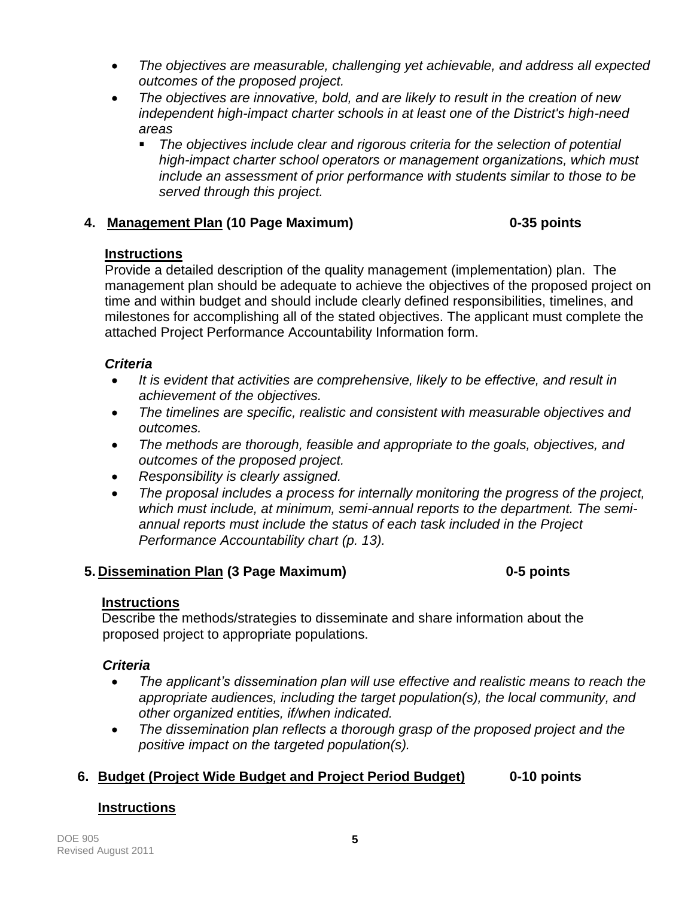- *The objectives are measurable, challenging yet achievable, and address all expected outcomes of the proposed project.*
- *The objectives are innovative, bold, and are likely to result in the creation of new independent high-impact charter schools in at least one of the District's high-need areas*
  - *The objectives include clear and rigorous criteria for the selection of potential high-impact charter school operators or management organizations, which must include an assessment of prior performance with students similar to those to be served through this project.*

## 4. Management Plan (10 Page Maximum) 0-35 points

**Instructions**

Provide a detailed description of the quality management (implementation) plan. The management plan should be adequate to achieve the objectives of the proposed project on time and within budget and should include clearly defined responsibilities, timelines, and milestones for accomplishing all of the stated objectives. The applicant must complete the attached Project Performance Accountability Information form.

***Criteria***

- *It is evident that activities are comprehensive, likely to be effective, and result in achievement of the objectives.*
- *The timelines are specific, realistic and consistent with measurable objectives and outcomes.*
- *The methods are thorough, feasible and appropriate to the goals, objectives, and outcomes of the proposed project.*
- *Responsibility is clearly assigned.*
- *The proposal includes a process for internally monitoring the progress of the project, which must include, at minimum, semi-annual reports to the department. The semi-annual reports must include the status of each task included in the Project Performance Accountability chart (p. 13).*

## 5. Dissemination Plan (3 Page Maximum) 0-5 points

**Instructions**

Describe the methods/strategies to disseminate and share information about the proposed project to appropriate populations.

***Criteria***

- *The applicant's dissemination plan will use effective and realistic means to reach the appropriate audiences, including the target population(s), the local community, and other organized entities, if/when indicated.*
- *The dissemination plan reflects a thorough grasp of the proposed project and the positive impact on the targeted population(s).*

## 6. Budget (Project Wide Budget and Project Period Budget) 0-10 points

**Instructions**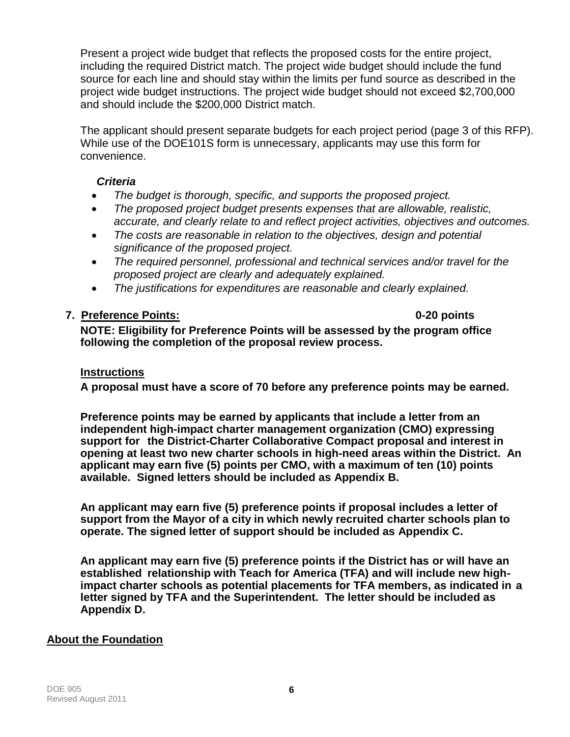Present a project wide budget that reflects the proposed costs for the entire project, including the required District match. The project wide budget should include the fund source for each line and should stay within the limits per fund source as described in the project wide budget instructions. The project wide budget should not exceed $2,700,000 and should include the $200,000 District match.

The applicant should present separate budgets for each project period (page 3 of this RFP). While use of the DOE101S form is unnecessary, applicants may use this form for convenience.

***Criteria***

- *The budget is thorough, specific, and supports the proposed project.*
- *The proposed project budget presents expenses that are allowable, realistic, accurate, and clearly relate to and reflect project activities, objectives and outcomes.*
- *The costs are reasonable in relation to the objectives, design and potential significance of the proposed project.*
- *The required personnel, professional and technical services and/or travel for the proposed project are clearly and adequately explained.*
- *The justifications for expenditures are reasonable and clearly explained.*

**7. <u>Preference Points:</u>** **0-20 points**

**NOTE: Eligibility for Preference Points will be assessed by the program office following the completion of the proposal review process.**

**<u>Instructions</u>**

**A proposal must have a score of 70 before any preference points may be earned.**

**Preference points may be earned by applicants that include a letter from an independent high-impact charter management organization (CMO) expressing support for the District-Charter Collaborative Compact proposal and interest in opening at least two new charter schools in high-need areas within the District. An applicant may earn five (5) points per CMO, with a maximum of ten (10) points available. Signed letters should be included as Appendix B.**

**An applicant may earn five (5) preference points if proposal includes a letter of support from the Mayor of a city in which newly recruited charter schools plan to operate. The signed letter of support should be included as Appendix C.**

**An applicant may earn five (5) preference points if the District has or will have an established relationship with Teach for America (TFA) and will include new high-impact charter schools as potential placements for TFA members, as indicated in a letter signed by TFA and the Superintendent. The letter should be included as Appendix D.**

**<u>About the Foundation</u>**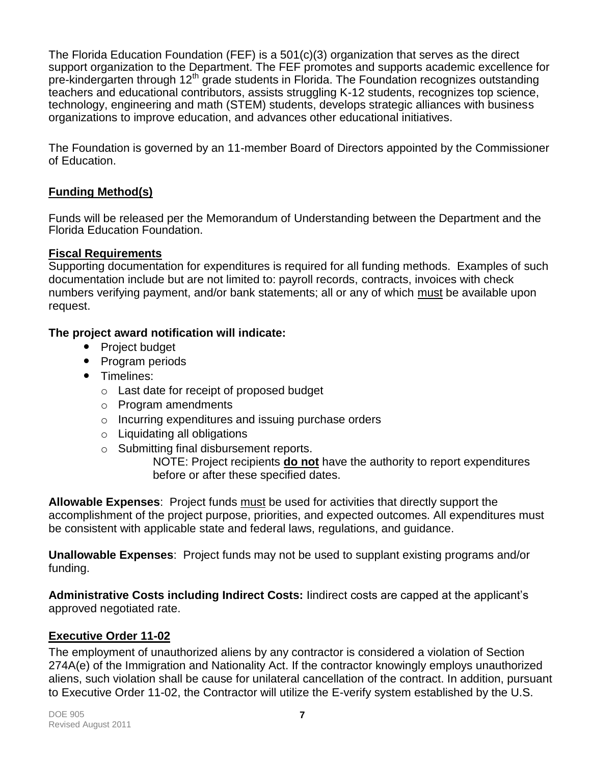The Florida Education Foundation (FEF) is a 501(c)(3) organization that serves as the direct support organization to the Department. The FEF promotes and supports academic excellence for pre-kindergarten through 12th grade students in Florida. The Foundation recognizes outstanding teachers and educational contributors, assists struggling K-12 students, recognizes top science, technology, engineering and math (STEM) students, develops strategic alliances with business organizations to improve education, and advances other educational initiatives.

The Foundation is governed by an 11-member Board of Directors appointed by the Commissioner of Education.

## Funding Method(s)

Funds will be released per the Memorandum of Understanding between the Department and the Florida Education Foundation.

## Fiscal Requirements

Supporting documentation for expenditures is required for all funding methods. Examples of such documentation include but are not limited to: payroll records, contracts, invoices with check numbers verifying payment, and/or bank statements; all or any of which <u>must</u> be available upon request.

**The project award notification will indicate:**

- Project budget
- Program periods
- Timelines:
  - Last date for receipt of proposed budget
  - Program amendments
  - Incurring expenditures and issuing purchase orders
  - Liquidating all obligations
  - Submitting final disbursement reports.

    NOTE: Project recipients **<u>do not</u>** have the authority to report expenditures before or after these specified dates.

**Allowable Expenses**: Project funds <u>must</u> be used for activities that directly support the accomplishment of the project purpose, priorities, and expected outcomes. All expenditures must be consistent with applicable state and federal laws, regulations, and guidance.

**Unallowable Expenses**: Project funds may not be used to supplant existing programs and/or funding.

**Administrative Costs including Indirect Costs:** Iindirect costs are capped at the applicant's approved negotiated rate.

## Executive Order 11-02

The employment of unauthorized aliens by any contractor is considered a violation of Section 274A(e) of the Immigration and Nationality Act. If the contractor knowingly employs unauthorized aliens, such violation shall be cause for unilateral cancellation of the contract. In addition, pursuant to Executive Order 11-02, the Contractor will utilize the E-verify system established by the U.S.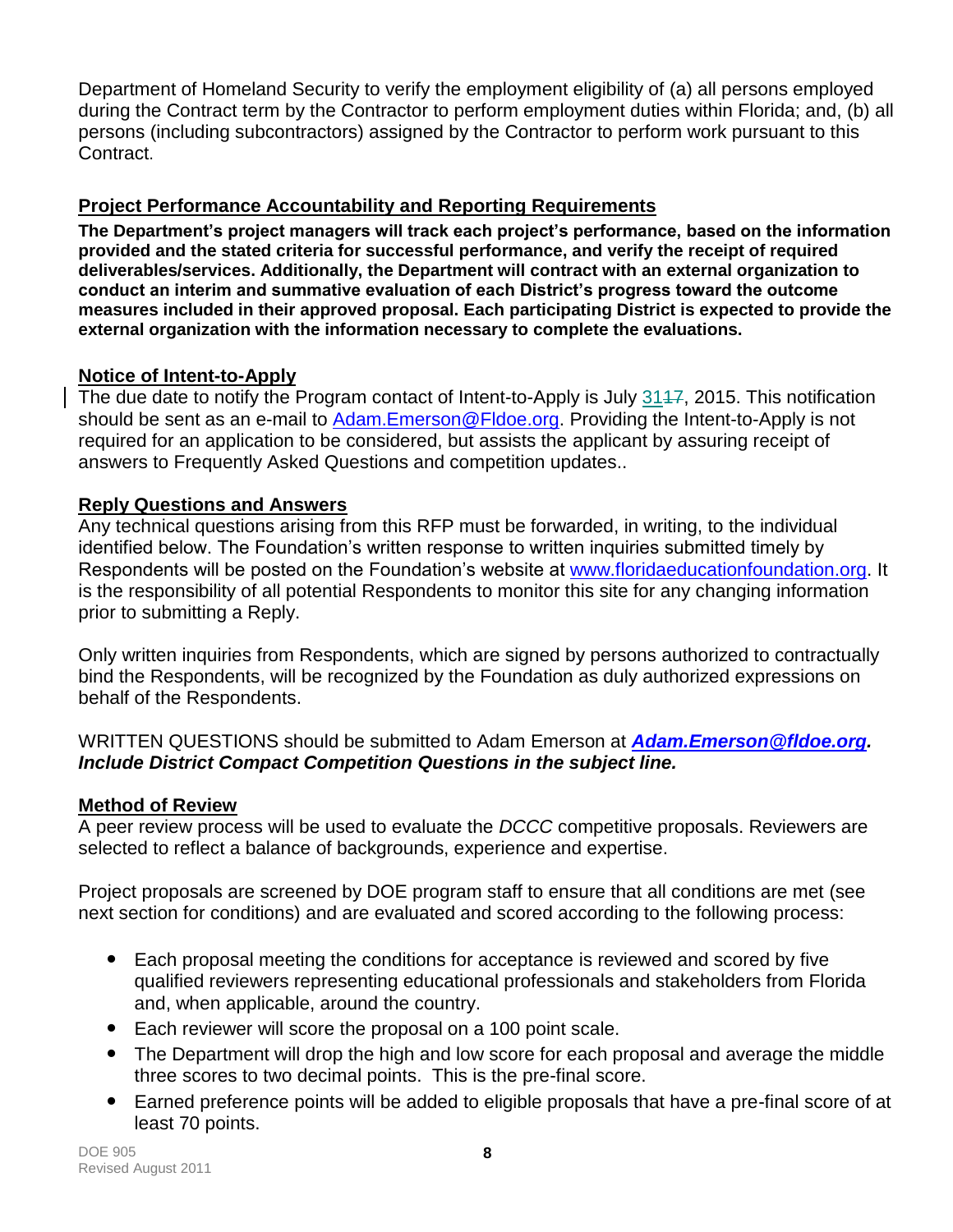Department of Homeland Security to verify the employment eligibility of (a) all persons employed during the Contract term by the Contractor to perform employment duties within Florida; and, (b) all persons (including subcontractors) assigned by the Contractor to perform work pursuant to this Contract.

## Project Performance Accountability and Reporting Requirements

**The Department's project managers will track each project's performance, based on the information provided and the stated criteria for successful performance, and verify the receipt of required deliverables/services. Additionally, the Department will contract with an external organization to conduct an interim and summative evaluation of each District's progress toward the outcome measures included in their approved proposal. Each participating District is expected to provide the external organization with the information necessary to complete the evaluations.**

## Notice of Intent-to-Apply

The due date to notify the Program contact of Intent-to-Apply is July 31~~17~~, 2015. This notification should be sent as an e-mail to Adam.Emerson@Fldoe.org. Providing the Intent-to-Apply is not required for an application to be considered, but assists the applicant by assuring receipt of answers to Frequently Asked Questions and competition updates..

## Reply Questions and Answers

Any technical questions arising from this RFP must be forwarded, in writing, to the individual identified below. The Foundation's written response to written inquiries submitted timely by Respondents will be posted on the Foundation's website at www.floridaeducationfoundation.org. It is the responsibility of all potential Respondents to monitor this site for any changing information prior to submitting a Reply.

Only written inquiries from Respondents, which are signed by persons authorized to contractually bind the Respondents, will be recognized by the Foundation as duly authorized expressions on behalf of the Respondents.

WRITTEN QUESTIONS should be submitted to Adam Emerson at ***Adam.Emerson@fldoe.org. Include District Compact Competition Questions in the subject line.***

## Method of Review

A peer review process will be used to evaluate the *DCCC* competitive proposals. Reviewers are selected to reflect a balance of backgrounds, experience and expertise.

Project proposals are screened by DOE program staff to ensure that all conditions are met (see next section for conditions) and are evaluated and scored according to the following process:

- Each proposal meeting the conditions for acceptance is reviewed and scored by five qualified reviewers representing educational professionals and stakeholders from Florida and, when applicable, around the country.
- Each reviewer will score the proposal on a 100 point scale.
- The Department will drop the high and low score for each proposal and average the middle three scores to two decimal points. This is the pre-final score.
- Earned preference points will be added to eligible proposals that have a pre-final score of at least 70 points.

DOE 905
Revised August 2011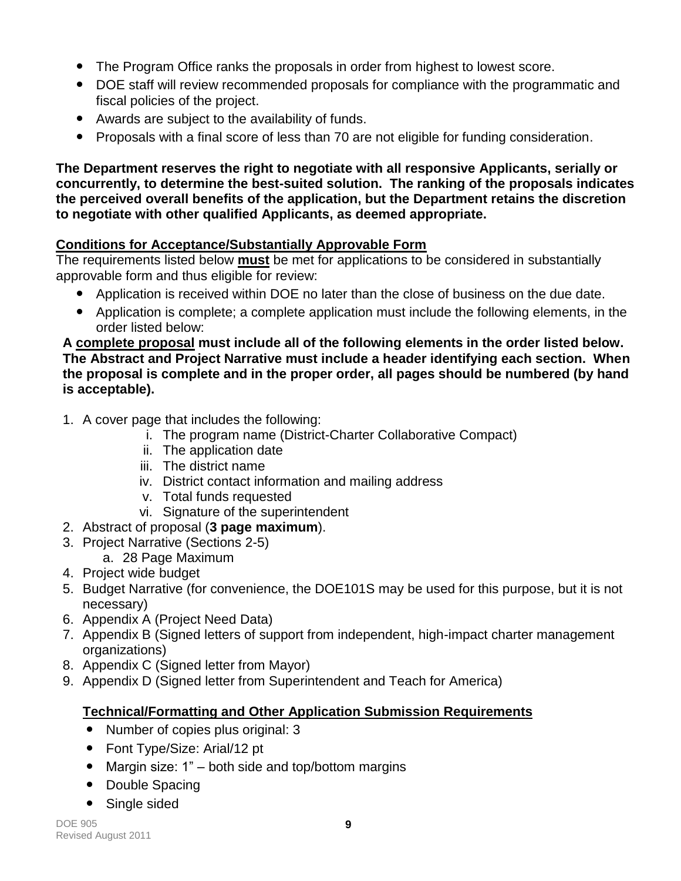- The Program Office ranks the proposals in order from highest to lowest score.
- DOE staff will review recommended proposals for compliance with the programmatic and fiscal policies of the project.
- Awards are subject to the availability of funds.
- Proposals with a final score of less than 70 are not eligible for funding consideration.

**The Department reserves the right to negotiate with all responsive Applicants, serially or concurrently, to determine the best-suited solution. The ranking of the proposals indicates the perceived overall benefits of the application, but the Department retains the discretion to negotiate with other qualified Applicants, as deemed appropriate.**

**Conditions for Acceptance/Substantially Approvable Form**

The requirements listed below **must** be met for applications to be considered in substantially approvable form and thus eligible for review:

- Application is received within DOE no later than the close of business on the due date.
- Application is complete; a complete application must include the following elements, in the order listed below:

**A complete proposal must include all of the following elements in the order listed below. The Abstract and Project Narrative must include a header identifying each section. When the proposal is complete and in the proper order, all pages should be numbered (by hand is acceptable).**

1. A cover page that includes the following:
   i. The program name (District-Charter Collaborative Compact)
   ii. The application date
   iii. The district name
   iv. District contact information and mailing address
   v. Total funds requested
   vi. Signature of the superintendent
2. Abstract of proposal (**3 page maximum**).
3. Project Narrative (Sections 2-5)
   a. 28 Page Maximum
4. Project wide budget
5. Budget Narrative (for convenience, the DOE101S may be used for this purpose, but it is not necessary)
6. Appendix A (Project Need Data)
7. Appendix B (Signed letters of support from independent, high-impact charter management organizations)
8. Appendix C (Signed letter from Mayor)
9. Appendix D (Signed letter from Superintendent and Teach for America)

**Technical/Formatting and Other Application Submission Requirements**

- Number of copies plus original: 3
- Font Type/Size: Arial/12 pt
- Margin size: 1" – both side and top/bottom margins
- Double Spacing
- Single sided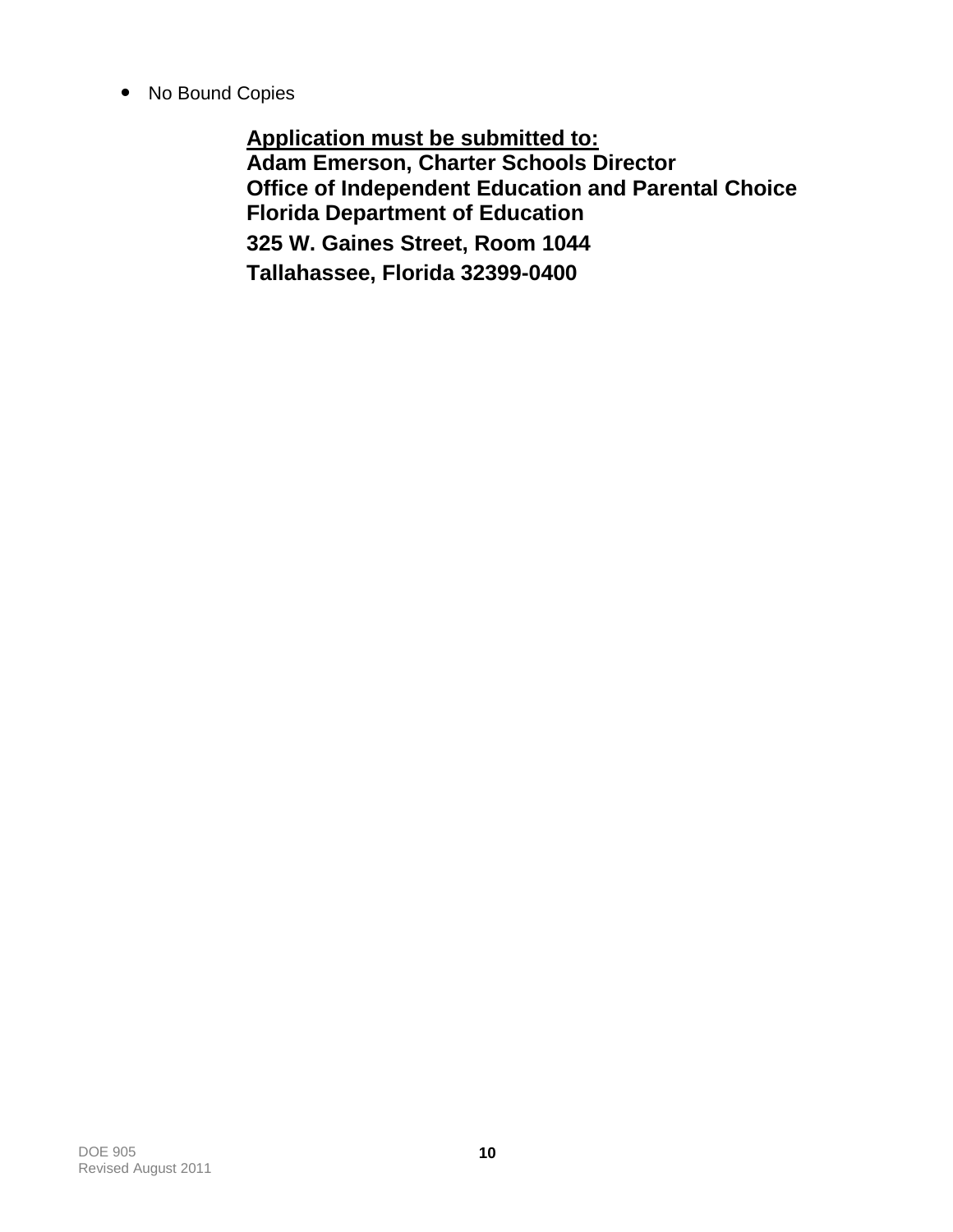- No Bound Copies

**<u>Application must be submitted to:</u>**
**Adam Emerson, Charter Schools Director**
**Office of Independent Education and Parental Choice**
**Florida Department of Education**
**325 W. Gaines Street, Room 1044**
**Tallahassee, Florida 32399-0400**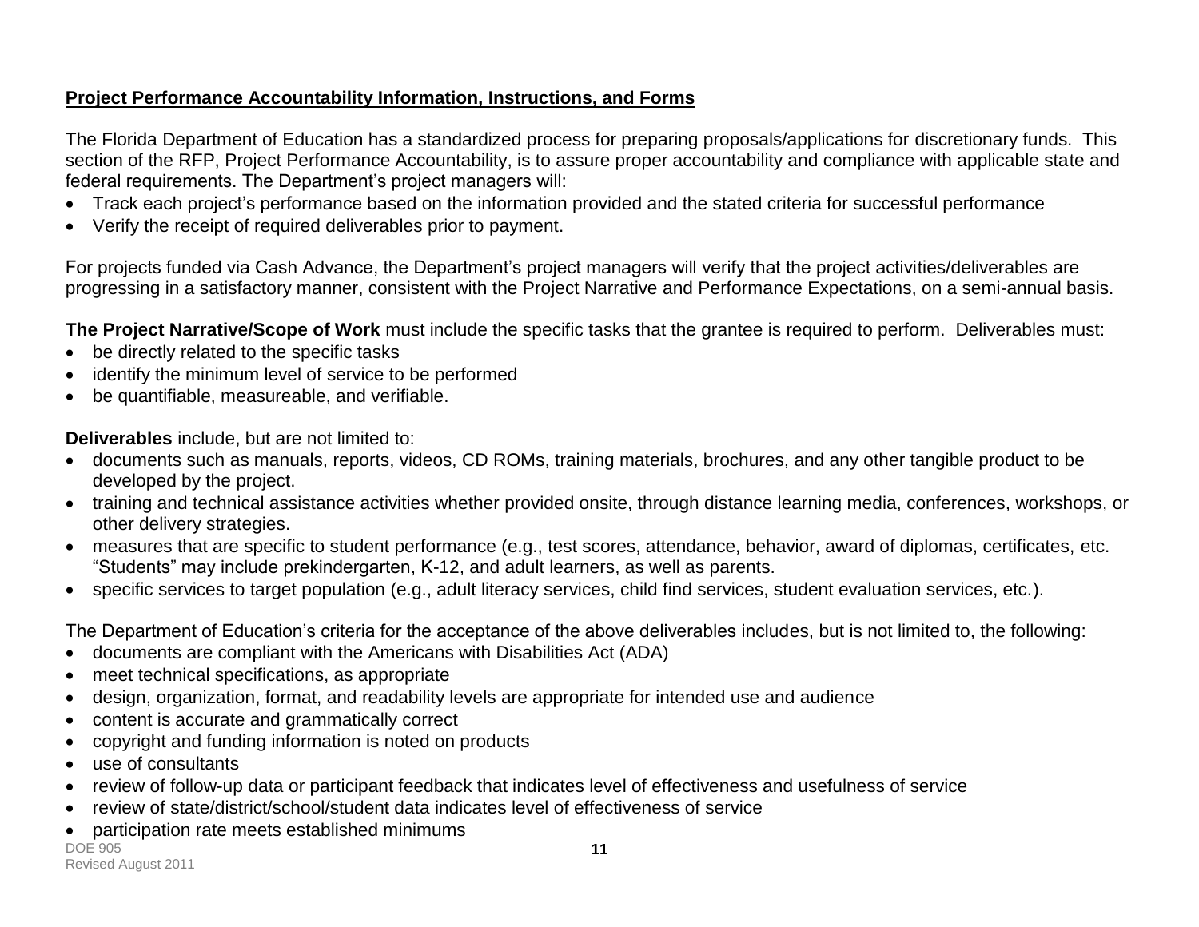**Project Performance Accountability Information, Instructions, and Forms**

The Florida Department of Education has a standardized process for preparing proposals/applications for discretionary funds. This section of the RFP, Project Performance Accountability, is to assure proper accountability and compliance with applicable state and federal requirements. The Department's project managers will:

- Track each project's performance based on the information provided and the stated criteria for successful performance
- Verify the receipt of required deliverables prior to payment.

For projects funded via Cash Advance, the Department's project managers will verify that the project activities/deliverables are progressing in a satisfactory manner, consistent with the Project Narrative and Performance Expectations, on a semi-annual basis.

**The Project Narrative/Scope of Work** must include the specific tasks that the grantee is required to perform. Deliverables must:

- be directly related to the specific tasks
- identify the minimum level of service to be performed
- be quantifiable, measureable, and verifiable.

**Deliverables** include, but are not limited to:

- documents such as manuals, reports, videos, CD ROMs, training materials, brochures, and any other tangible product to be developed by the project.
- training and technical assistance activities whether provided onsite, through distance learning media, conferences, workshops, or other delivery strategies.
- measures that are specific to student performance (e.g., test scores, attendance, behavior, award of diplomas, certificates, etc. "Students" may include prekindergarten, K-12, and adult learners, as well as parents.
- specific services to target population (e.g., adult literacy services, child find services, student evaluation services, etc.).

The Department of Education's criteria for the acceptance of the above deliverables includes, but is not limited to, the following:

- documents are compliant with the Americans with Disabilities Act (ADA)
- meet technical specifications, as appropriate
- design, organization, format, and readability levels are appropriate for intended use and audience
- content is accurate and grammatically correct
- copyright and funding information is noted on products
- use of consultants
- review of follow-up data or participant feedback that indicates level of effectiveness and usefulness of service
- review of state/district/school/student data indicates level of effectiveness of service
- participation rate meets established minimums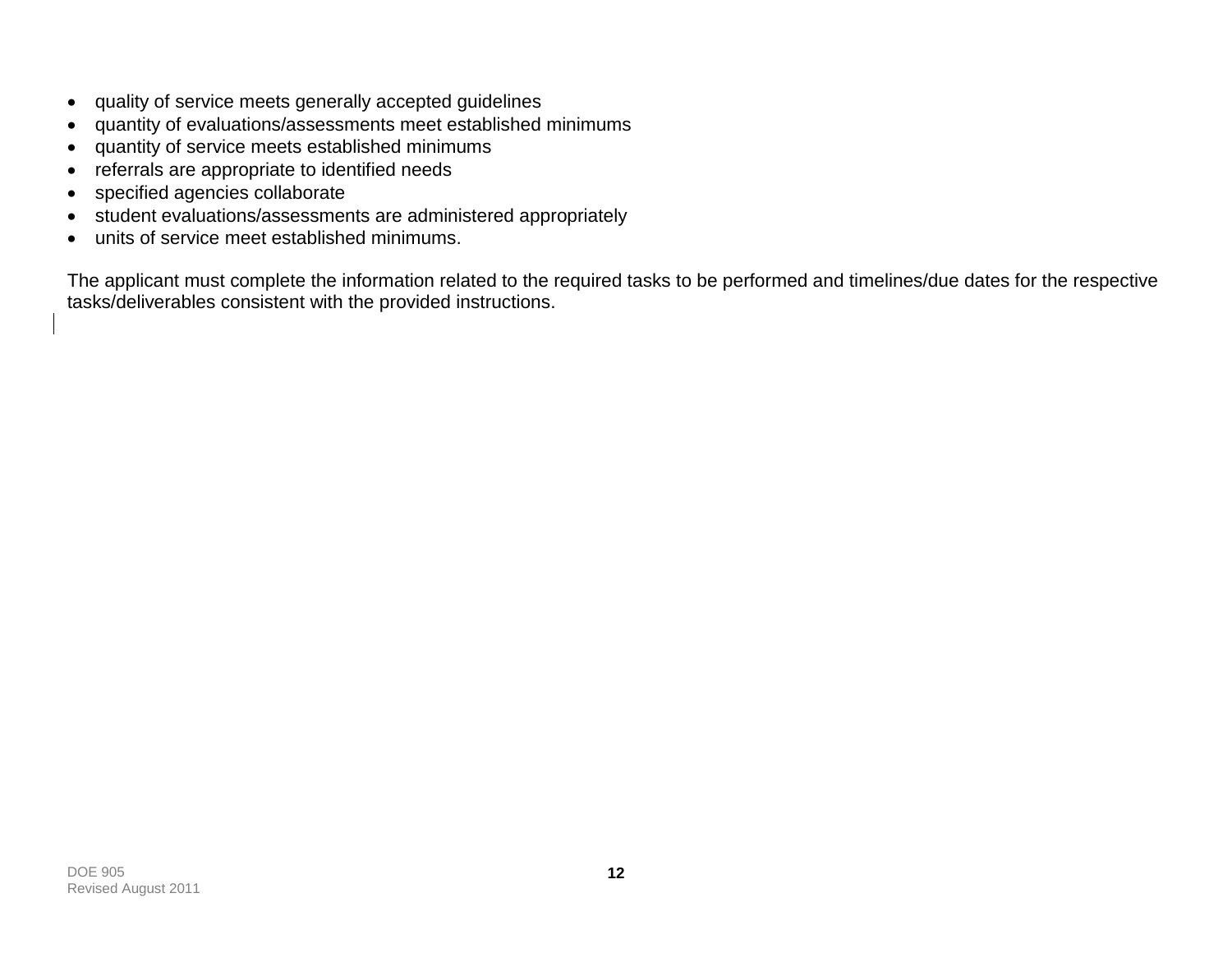- quality of service meets generally accepted guidelines
- quantity of evaluations/assessments meet established minimums
- quantity of service meets established minimums
- referrals are appropriate to identified needs
- specified agencies collaborate
- student evaluations/assessments are administered appropriately
- units of service meet established minimums.

The applicant must complete the information related to the required tasks to be performed and timelines/due dates for the respective tasks/deliverables consistent with the provided instructions.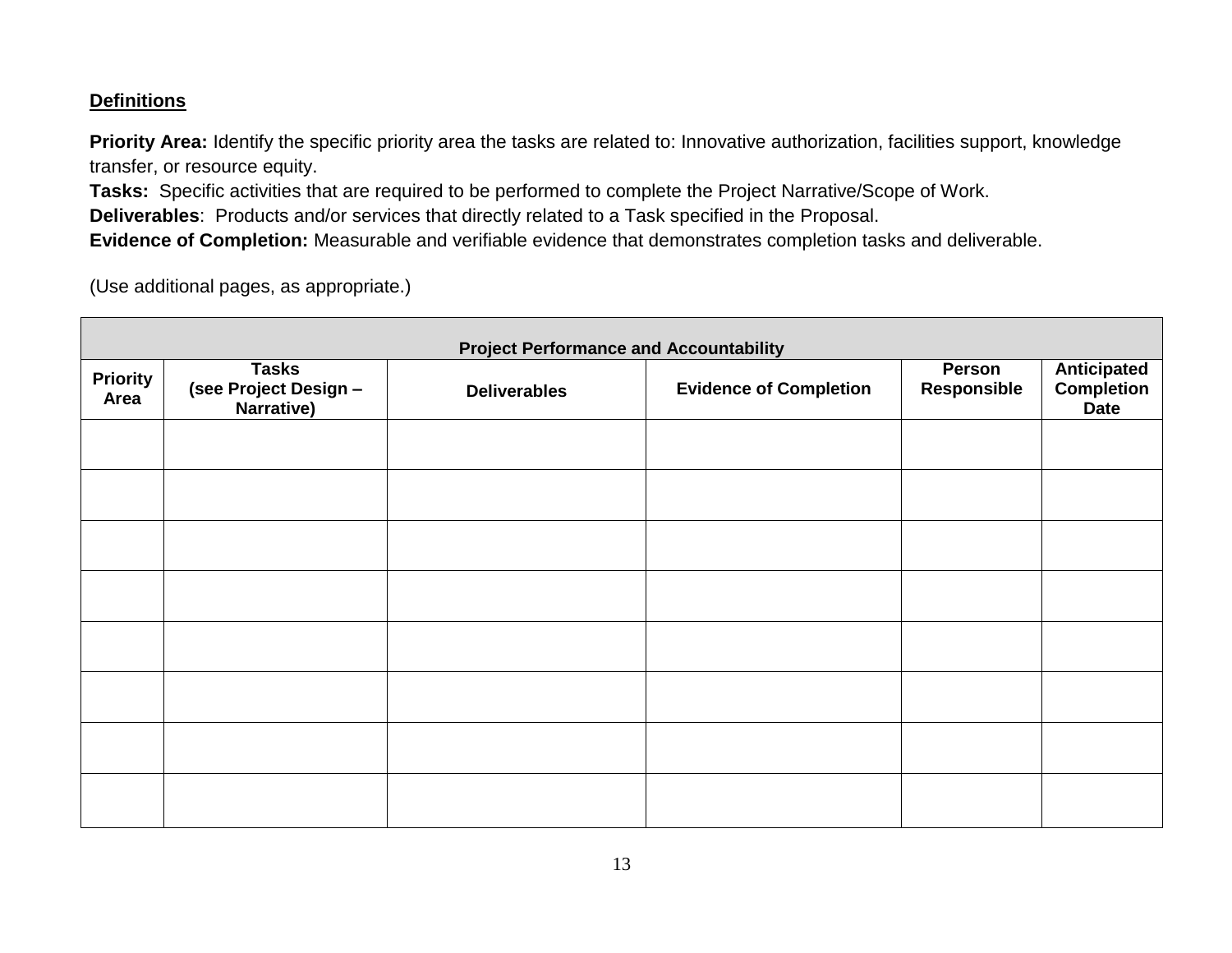**Definitions**

**Priority Area:** Identify the specific priority area the tasks are related to: Innovative authorization, facilities support, knowledge transfer, or resource equity.
**Tasks:** Specific activities that are required to be performed to complete the Project Narrative/Scope of Work.
**Deliverables**: Products and/or services that directly related to a Task specified in the Proposal.
**Evidence of Completion:** Measurable and verifiable evidence that demonstrates completion tasks and deliverable.

(Use additional pages, as appropriate.)

| Project Performance and Accountability | | | | | |
|---|---|---|---|---|---|
| **Priority Area** | **Tasks (see Project Design – Narrative)** | **Deliverables** | **Evidence of Completion** | **Person Responsible** | **Anticipated Completion Date** |
| | | | | | |
| | | | | | |
| | | | | | |
| | | | | | |
| | | | | | |
| | | | | | |
| | | | | | |
| | | | | | |